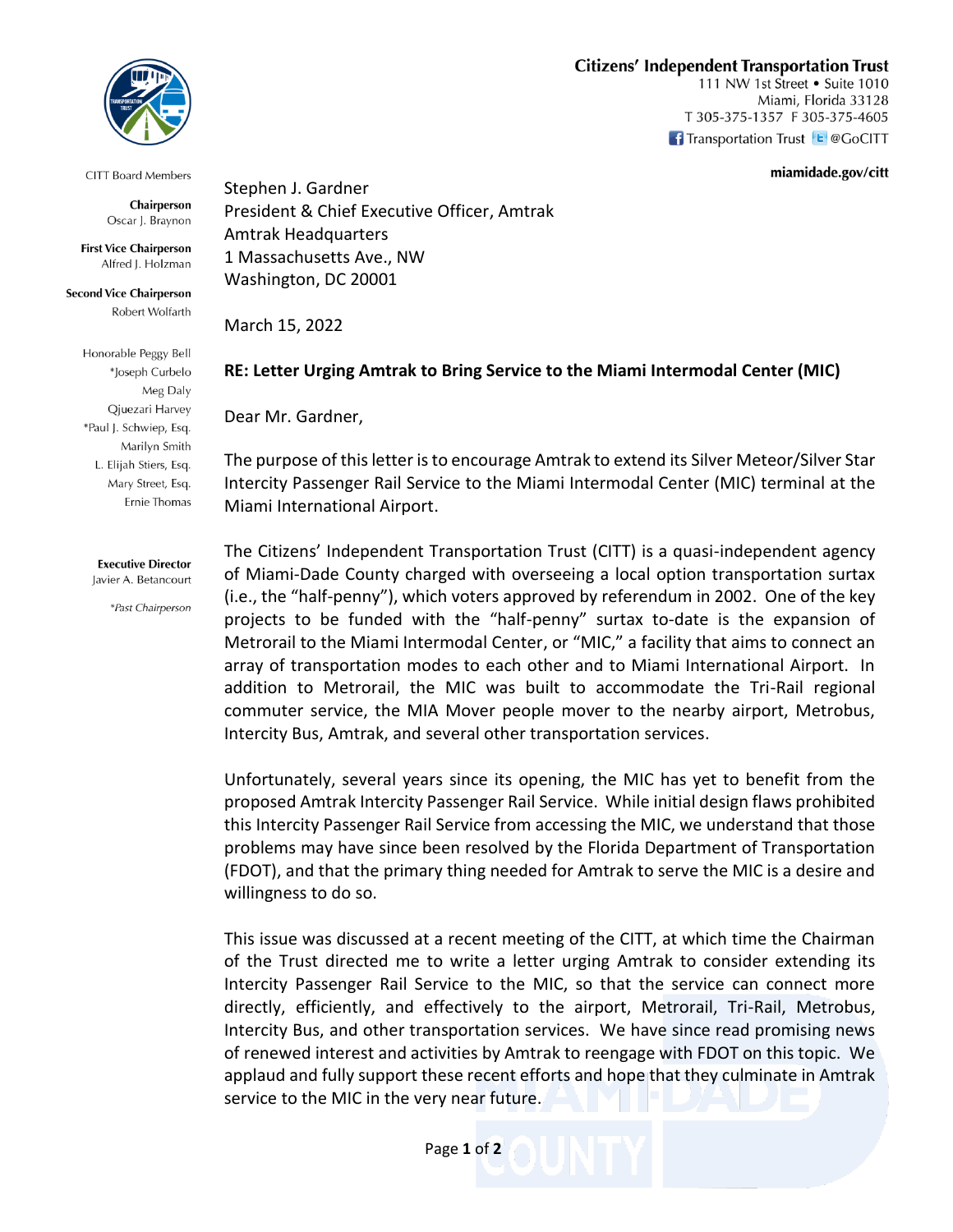**Citizens' Independent Transportation Trust**
111 NW 1st Street • Suite 1010
Miami, Florida 33128
T 305-375-1357 F 305-375-4605
Transportation Trust @GoCITT

miamidade.gov/citt

CITT Board Members

**Chairperson**
Oscar J. Braynon

**First Vice Chairperson**
Alfred J. Holzman

**Second Vice Chairperson**
Robert Wolfarth

Honorable Peggy Bell
*Joseph Curbelo
Meg Daly
Qjuezari Harvey
*Paul J. Schwiep, Esq.
Marilyn Smith
L. Elijah Stiers, Esq.
Mary Street, Esq.
Ernie Thomas

**Executive Director**
Javier A. Betancourt

*Past Chairperson

Stephen J. Gardner
President & Chief Executive Officer, Amtrak
Amtrak Headquarters
1 Massachusetts Ave., NW
Washington, DC 20001

March 15, 2022

**RE: Letter Urging Amtrak to Bring Service to the Miami Intermodal Center (MIC)**

Dear Mr. Gardner,

The purpose of this letter is to encourage Amtrak to extend its Silver Meteor/Silver Star Intercity Passenger Rail Service to the Miami Intermodal Center (MIC) terminal at the Miami International Airport.

The Citizens' Independent Transportation Trust (CITT) is a quasi-independent agency of Miami-Dade County charged with overseeing a local option transportation surtax (i.e., the "half-penny"), which voters approved by referendum in 2002. One of the key projects to be funded with the "half-penny" surtax to-date is the expansion of Metrorail to the Miami Intermodal Center, or "MIC," a facility that aims to connect an array of transportation modes to each other and to Miami International Airport. In addition to Metrorail, the MIC was built to accommodate the Tri-Rail regional commuter service, the MIA Mover people mover to the nearby airport, Metrobus, Intercity Bus, Amtrak, and several other transportation services.

Unfortunately, several years since its opening, the MIC has yet to benefit from the proposed Amtrak Intercity Passenger Rail Service. While initial design flaws prohibited this Intercity Passenger Rail Service from accessing the MIC, we understand that those problems may have since been resolved by the Florida Department of Transportation (FDOT), and that the primary thing needed for Amtrak to serve the MIC is a desire and willingness to do so.

This issue was discussed at a recent meeting of the CITT, at which time the Chairman of the Trust directed me to write a letter urging Amtrak to consider extending its Intercity Passenger Rail Service to the MIC, so that the service can connect more directly, efficiently, and effectively to the airport, Metrorail, Tri-Rail, Metrobus, Intercity Bus, and other transportation services. We have since read promising news of renewed interest and activities by Amtrak to reengage with FDOT on this topic. We applaud and fully support these recent efforts and hope that they culminate in Amtrak service to the MIC in the very near future.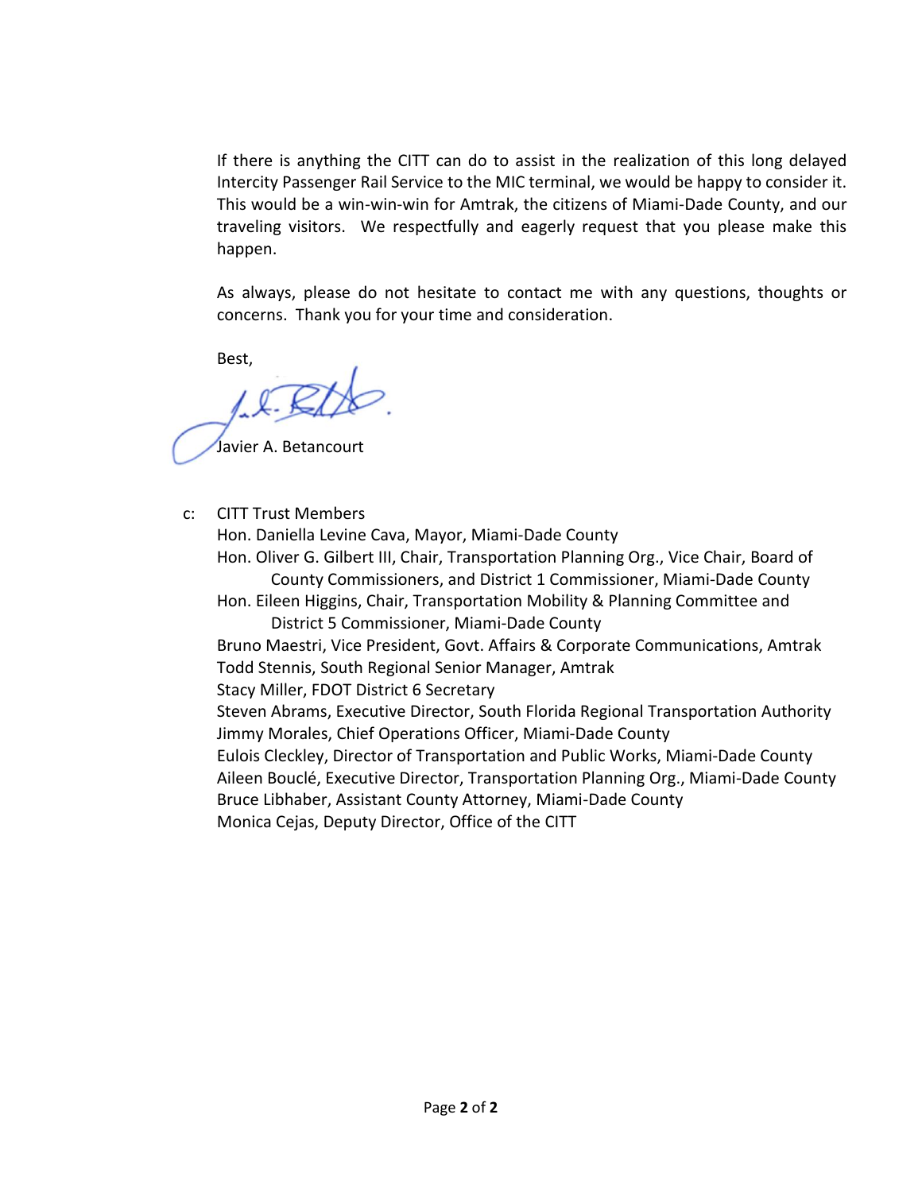If there is anything the CITT can do to assist in the realization of this long delayed Intercity Passenger Rail Service to the MIC terminal, we would be happy to consider it. This would be a win-win-win for Amtrak, the citizens of Miami-Dade County, and our traveling visitors. We respectfully and eagerly request that you please make this happen.

As always, please do not hesitate to contact me with any questions, thoughts or concerns. Thank you for your time and consideration.

Best,

Javier A. Betancourt

c: CITT Trust Members
Hon. Daniella Levine Cava, Mayor, Miami-Dade County
Hon. Oliver G. Gilbert III, Chair, Transportation Planning Org., Vice Chair, Board of County Commissioners, and District 1 Commissioner, Miami-Dade County
Hon. Eileen Higgins, Chair, Transportation Mobility & Planning Committee and District 5 Commissioner, Miami-Dade County
Bruno Maestri, Vice President, Govt. Affairs & Corporate Communications, Amtrak
Todd Stennis, South Regional Senior Manager, Amtrak
Stacy Miller, FDOT District 6 Secretary
Steven Abrams, Executive Director, South Florida Regional Transportation Authority
Jimmy Morales, Chief Operations Officer, Miami-Dade County
Eulois Cleckley, Director of Transportation and Public Works, Miami-Dade County
Aileen Bouclé, Executive Director, Transportation Planning Org., Miami-Dade County
Bruce Libhaber, Assistant County Attorney, Miami-Dade County
Monica Cejas, Deputy Director, Office of the CITT